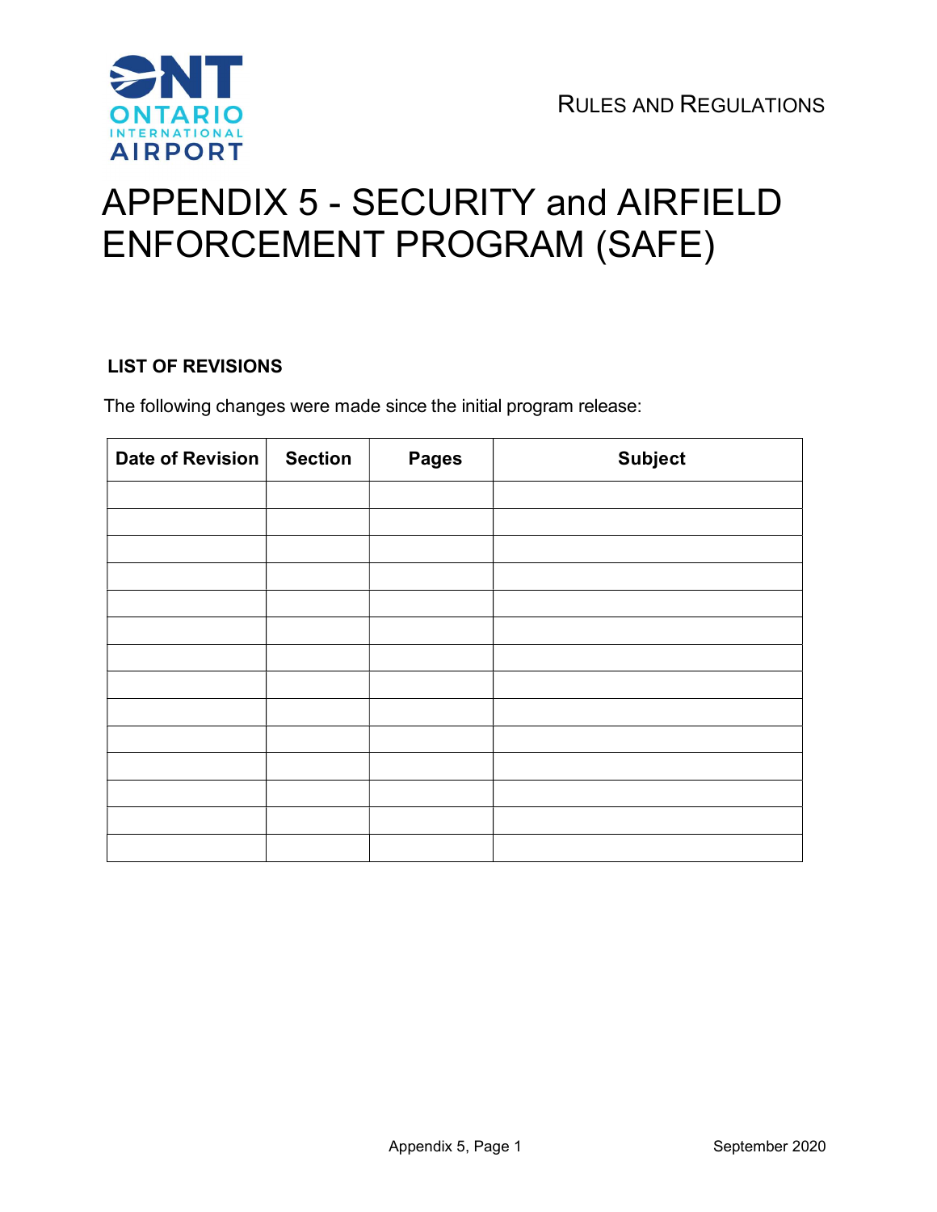# APPENDIX 5 - SECURITY and AIRFIELD ENFORCEMENT PROGRAM (SAFE)

**LIST OF REVISIONS**

The following changes were made since the initial program release:

| Date of Revision | Section | Pages | Subject |
|---|---|---|---|
| | | | |
| | | | |
| | | | |
| | | | |
| | | | |
| | | | |
| | | | |
| | | | |
| | | | |
| | | | |
| | | | |
| | | | |
| | | | |
| | | | |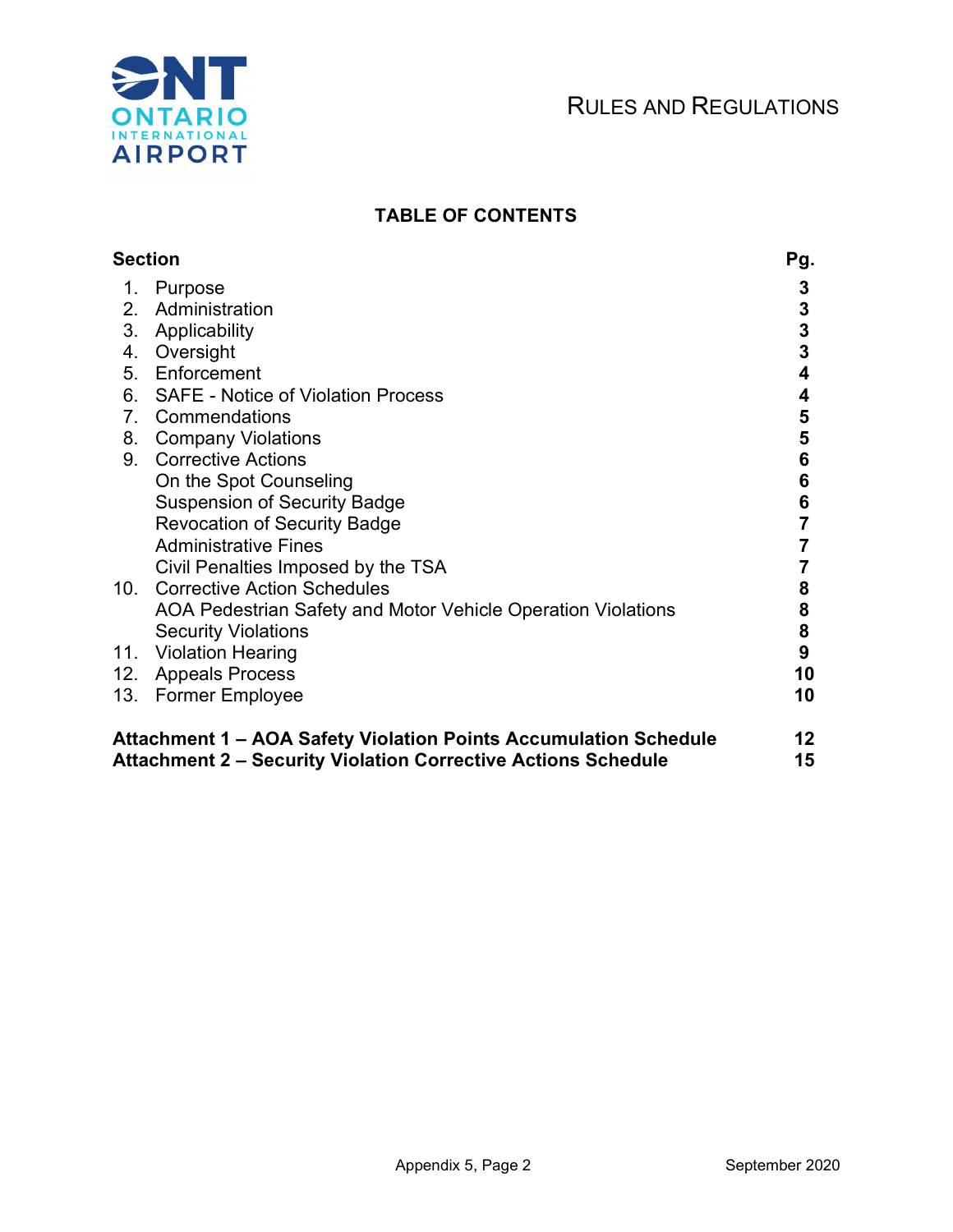# TABLE OF CONTENTS

| Section | Pg. |
|---|---|
| 1. Purpose | 3 |
| 2. Administration | 3 |
| 3. Applicability | 3 |
| 4. Oversight | 3 |
| 5. Enforcement | 4 |
| 6. SAFE - Notice of Violation Process | 4 |
| 7. Commendations | 5 |
| 8. Company Violations | 5 |
| 9. Corrective Actions | 6 |
| On the Spot Counseling | 6 |
| Suspension of Security Badge | 6 |
| Revocation of Security Badge | 7 |
| Administrative Fines | 7 |
| Civil Penalties Imposed by the TSA | 7 |
| 10. Corrective Action Schedules | 8 |
| AOA Pedestrian Safety and Motor Vehicle Operation Violations | 8 |
| Security Violations | 8 |
| 11. Violation Hearing | 9 |
| 12. Appeals Process | 10 |
| 13. Former Employee | 10 |
| **Attachment 1 – AOA Safety Violation Points Accumulation Schedule** | **12** |
| **Attachment 2 – Security Violation Corrective Actions Schedule** | **15** |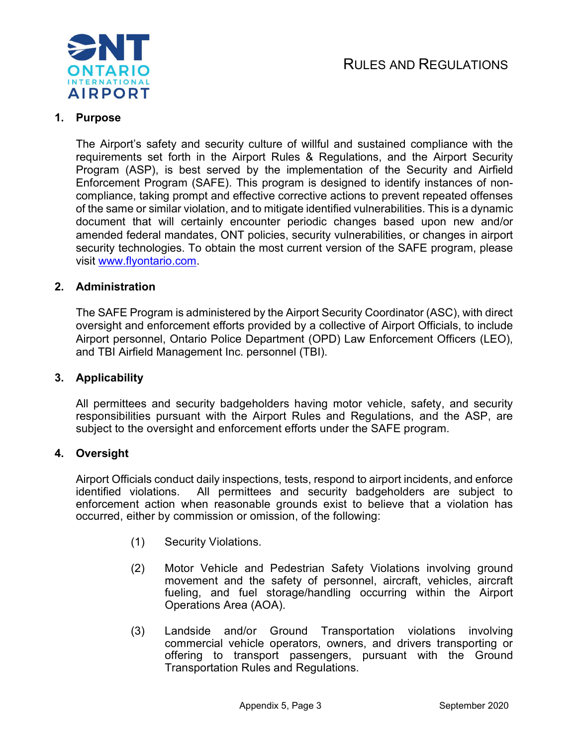## 1. Purpose

The Airport's safety and security culture of willful and sustained compliance with the requirements set forth in the Airport Rules & Regulations, and the Airport Security Program (ASP), is best served by the implementation of the Security and Airfield Enforcement Program (SAFE). This program is designed to identify instances of non-compliance, taking prompt and effective corrective actions to prevent repeated offenses of the same or similar violation, and to mitigate identified vulnerabilities. This is a dynamic document that will certainly encounter periodic changes based upon new and/or amended federal mandates, ONT policies, security vulnerabilities, or changes in airport security technologies. To obtain the most current version of the SAFE program, please visit www.flyontario.com.

## 2. Administration

The SAFE Program is administered by the Airport Security Coordinator (ASC), with direct oversight and enforcement efforts provided by a collective of Airport Officials, to include Airport personnel, Ontario Police Department (OPD) Law Enforcement Officers (LEO), and TBI Airfield Management Inc. personnel (TBI).

## 3. Applicability

All permittees and security badgeholders having motor vehicle, safety, and security responsibilities pursuant with the Airport Rules and Regulations, and the ASP, are subject to the oversight and enforcement efforts under the SAFE program.

## 4. Oversight

Airport Officials conduct daily inspections, tests, respond to airport incidents, and enforce identified violations. All permittees and security badgeholders are subject to enforcement action when reasonable grounds exist to believe that a violation has occurred, either by commission or omission, of the following:

(1) Security Violations.

(2) Motor Vehicle and Pedestrian Safety Violations involving ground movement and the safety of personnel, aircraft, vehicles, aircraft fueling, and fuel storage/handling occurring within the Airport Operations Area (AOA).

(3) Landside and/or Ground Transportation violations involving commercial vehicle operators, owners, and drivers transporting or offering to transport passengers, pursuant with the Ground Transportation Rules and Regulations.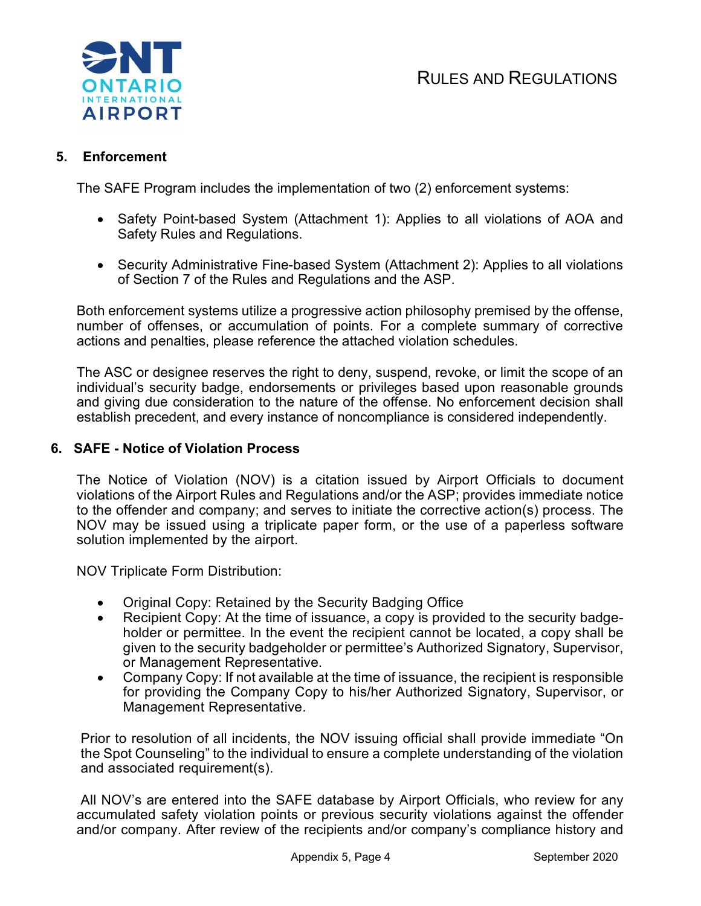## 5. Enforcement

The SAFE Program includes the implementation of two (2) enforcement systems:

- Safety Point-based System (Attachment 1): Applies to all violations of AOA and Safety Rules and Regulations.
- Security Administrative Fine-based System (Attachment 2): Applies to all violations of Section 7 of the Rules and Regulations and the ASP.

Both enforcement systems utilize a progressive action philosophy premised by the offense, number of offenses, or accumulation of points. For a complete summary of corrective actions and penalties, please reference the attached violation schedules.

The ASC or designee reserves the right to deny, suspend, revoke, or limit the scope of an individual's security badge, endorsements or privileges based upon reasonable grounds and giving due consideration to the nature of the offense. No enforcement decision shall establish precedent, and every instance of noncompliance is considered independently.

## 6. SAFE - Notice of Violation Process

The Notice of Violation (NOV) is a citation issued by Airport Officials to document violations of the Airport Rules and Regulations and/or the ASP; provides immediate notice to the offender and company; and serves to initiate the corrective action(s) process. The NOV may be issued using a triplicate paper form, or the use of a paperless software solution implemented by the airport.

NOV Triplicate Form Distribution:

- Original Copy: Retained by the Security Badging Office
- Recipient Copy: At the time of issuance, a copy is provided to the security badge-holder or permittee. In the event the recipient cannot be located, a copy shall be given to the security badgeholder or permittee's Authorized Signatory, Supervisor, or Management Representative.
- Company Copy: If not available at the time of issuance, the recipient is responsible for providing the Company Copy to his/her Authorized Signatory, Supervisor, or Management Representative.

Prior to resolution of all incidents, the NOV issuing official shall provide immediate "On the Spot Counseling" to the individual to ensure a complete understanding of the violation and associated requirement(s).

All NOV's are entered into the SAFE database by Airport Officials, who review for any accumulated safety violation points or previous security violations against the offender and/or company. After review of the recipients and/or company's compliance history and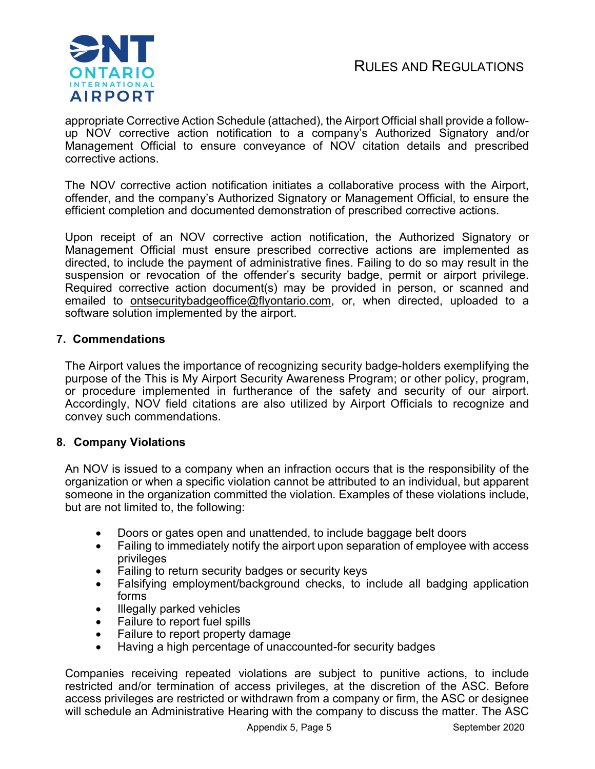appropriate Corrective Action Schedule (attached), the Airport Official shall provide a follow-up NOV corrective action notification to a company's Authorized Signatory and/or Management Official to ensure conveyance of NOV citation details and prescribed corrective actions.

The NOV corrective action notification initiates a collaborative process with the Airport, offender, and the company's Authorized Signatory or Management Official, to ensure the efficient completion and documented demonstration of prescribed corrective actions.

Upon receipt of an NOV corrective action notification, the Authorized Signatory or Management Official must ensure prescribed corrective actions are implemented as directed, to include the payment of administrative fines. Failing to do so may result in the suspension or revocation of the offender's security badge, permit or airport privilege. Required corrective action document(s) may be provided in person, or scanned and emailed to ontsecuritybadgeoffice@flyontario.com, or, when directed, uploaded to a software solution implemented by the airport.

## 7. Commendations

The Airport values the importance of recognizing security badge-holders exemplifying the purpose of the This is My Airport Security Awareness Program; or other policy, program, or procedure implemented in furtherance of the safety and security of our airport. Accordingly, NOV field citations are also utilized by Airport Officials to recognize and convey such commendations.

## 8. Company Violations

An NOV is issued to a company when an infraction occurs that is the responsibility of the organization or when a specific violation cannot be attributed to an individual, but apparent someone in the organization committed the violation. Examples of these violations include, but are not limited to, the following:

- Doors or gates open and unattended, to include baggage belt doors
- Failing to immediately notify the airport upon separation of employee with access privileges
- Failing to return security badges or security keys
- Falsifying employment/background checks, to include all badging application forms
- Illegally parked vehicles
- Failure to report fuel spills
- Failure to report property damage
- Having a high percentage of unaccounted-for security badges

Companies receiving repeated violations are subject to punitive actions, to include restricted and/or termination of access privileges, at the discretion of the ASC. Before access privileges are restricted or withdrawn from a company or firm, the ASC or designee will schedule an Administrative Hearing with the company to discuss the matter. The ASC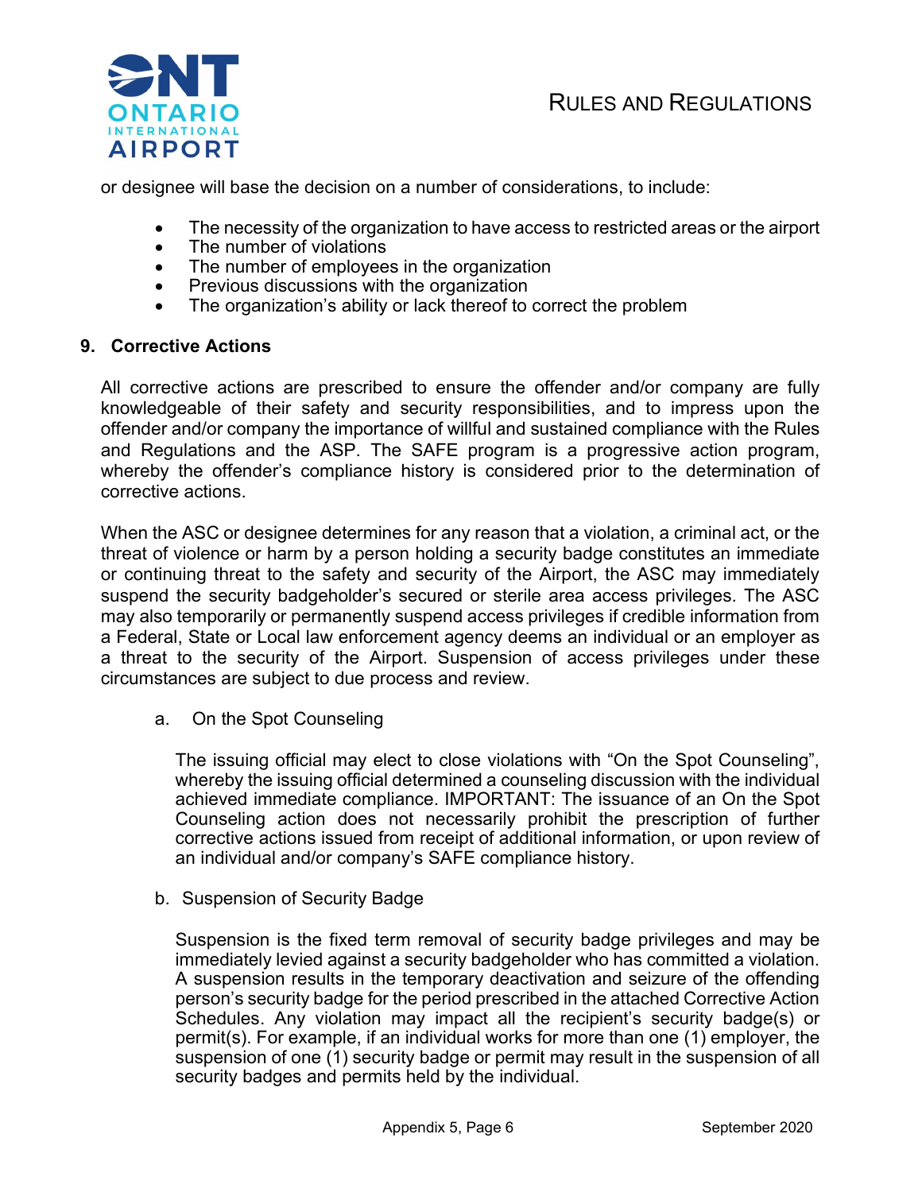or designee will base the decision on a number of considerations, to include:

- The necessity of the organization to have access to restricted areas or the airport
- The number of violations
- The number of employees in the organization
- Previous discussions with the organization
- The organization's ability or lack thereof to correct the problem

## 9. Corrective Actions

All corrective actions are prescribed to ensure the offender and/or company are fully knowledgeable of their safety and security responsibilities, and to impress upon the offender and/or company the importance of willful and sustained compliance with the Rules and Regulations and the ASP. The SAFE program is a progressive action program, whereby the offender's compliance history is considered prior to the determination of corrective actions.

When the ASC or designee determines for any reason that a violation, a criminal act, or the threat of violence or harm by a person holding a security badge constitutes an immediate or continuing threat to the safety and security of the Airport, the ASC may immediately suspend the security badgeholder's secured or sterile area access privileges. The ASC may also temporarily or permanently suspend access privileges if credible information from a Federal, State or Local law enforcement agency deems an individual or an employer as a threat to the security of the Airport. Suspension of access privileges under these circumstances are subject to due process and review.

a. On the Spot Counseling

The issuing official may elect to close violations with "On the Spot Counseling", whereby the issuing official determined a counseling discussion with the individual achieved immediate compliance. IMPORTANT: The issuance of an On the Spot Counseling action does not necessarily prohibit the prescription of further corrective actions issued from receipt of additional information, or upon review of an individual and/or company's SAFE compliance history.

b. Suspension of Security Badge

Suspension is the fixed term removal of security badge privileges and may be immediately levied against a security badgeholder who has committed a violation. A suspension results in the temporary deactivation and seizure of the offending person's security badge for the period prescribed in the attached Corrective Action Schedules. Any violation may impact all the recipient's security badge(s) or permit(s). For example, if an individual works for more than one (1) employer, the suspension of one (1) security badge or permit may result in the suspension of all security badges and permits held by the individual.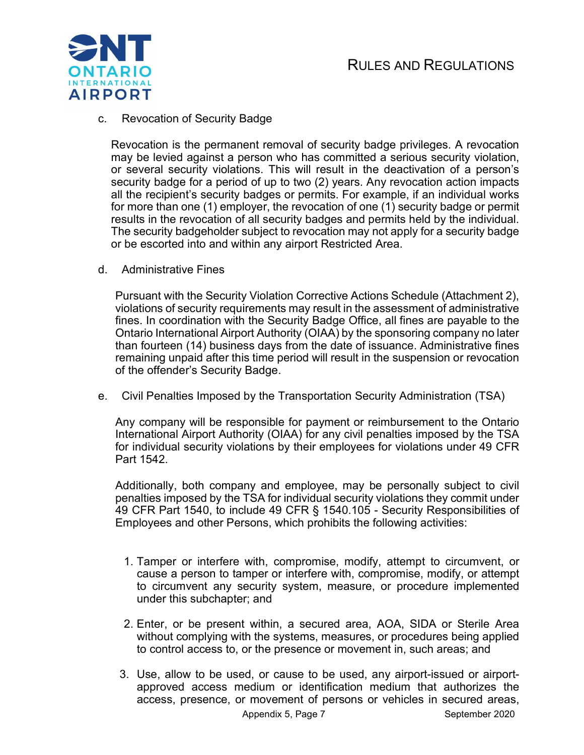c. Revocation of Security Badge

Revocation is the permanent removal of security badge privileges. A revocation may be levied against a person who has committed a serious security violation, or several security violations. This will result in the deactivation of a person's security badge for a period of up to two (2) years. Any revocation action impacts all the recipient's security badges or permits. For example, if an individual works for more than one (1) employer, the revocation of one (1) security badge or permit results in the revocation of all security badges and permits held by the individual. The security badgeholder subject to revocation may not apply for a security badge or be escorted into and within any airport Restricted Area.

d. Administrative Fines

Pursuant with the Security Violation Corrective Actions Schedule (Attachment 2), violations of security requirements may result in the assessment of administrative fines. In coordination with the Security Badge Office, all fines are payable to the Ontario International Airport Authority (OIAA) by the sponsoring company no later than fourteen (14) business days from the date of issuance. Administrative fines remaining unpaid after this time period will result in the suspension or revocation of the offender's Security Badge.

e. Civil Penalties Imposed by the Transportation Security Administration (TSA)

Any company will be responsible for payment or reimbursement to the Ontario International Airport Authority (OIAA) for any civil penalties imposed by the TSA for individual security violations by their employees for violations under 49 CFR Part 1542.

Additionally, both company and employee, may be personally subject to civil penalties imposed by the TSA for individual security violations they commit under 49 CFR Part 1540, to include 49 CFR § 1540.105 - Security Responsibilities of Employees and other Persons, which prohibits the following activities:

1. Tamper or interfere with, compromise, modify, attempt to circumvent, or cause a person to tamper or interfere with, compromise, modify, or attempt to circumvent any security system, measure, or procedure implemented under this subchapter; and
2. Enter, or be present within, a secured area, AOA, SIDA or Sterile Area without complying with the systems, measures, or procedures being applied to control access to, or the presence or movement in, such areas; and
3. Use, allow to be used, or cause to be used, any airport-issued or airport-approved access medium or identification medium that authorizes the access, presence, or movement of persons or vehicles in secured areas,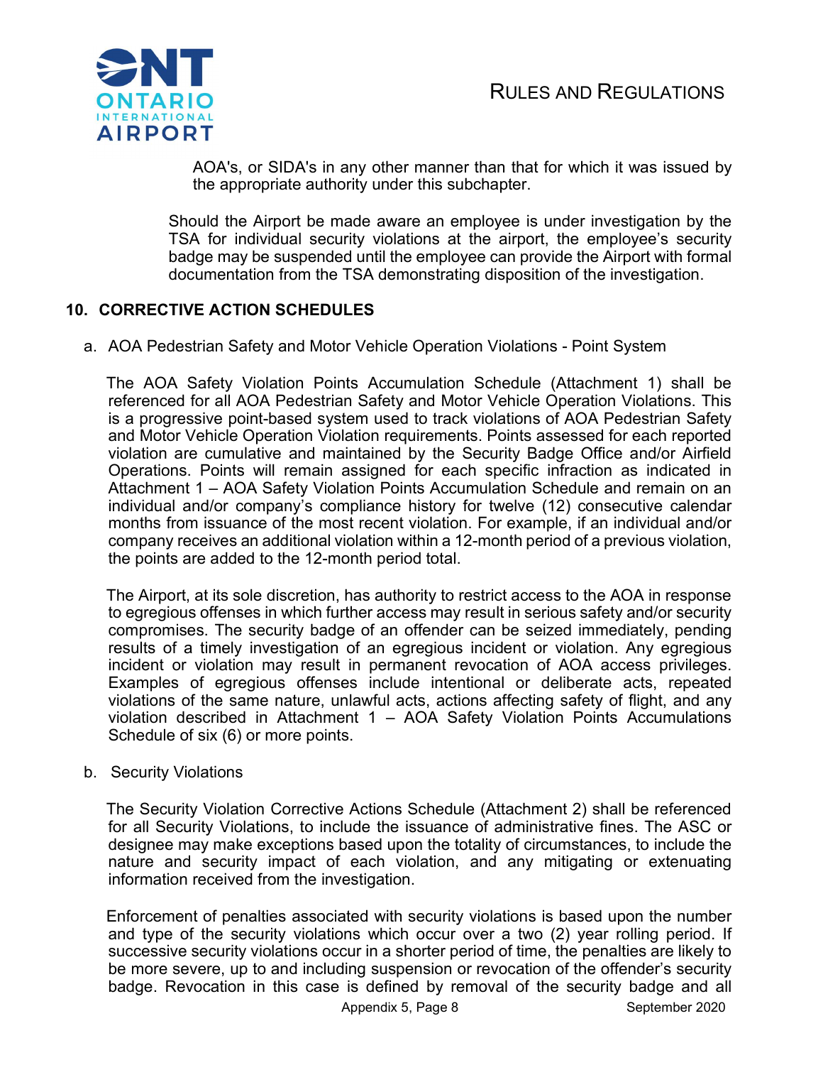AOA's, or SIDA's in any other manner than that for which it was issued by the appropriate authority under this subchapter.

Should the Airport be made aware an employee is under investigation by the TSA for individual security violations at the airport, the employee's security badge may be suspended until the employee can provide the Airport with formal documentation from the TSA demonstrating disposition of the investigation.

## 10. CORRECTIVE ACTION SCHEDULES

a. AOA Pedestrian Safety and Motor Vehicle Operation Violations - Point System

The AOA Safety Violation Points Accumulation Schedule (Attachment 1) shall be referenced for all AOA Pedestrian Safety and Motor Vehicle Operation Violations. This is a progressive point-based system used to track violations of AOA Pedestrian Safety and Motor Vehicle Operation Violation requirements. Points assessed for each reported violation are cumulative and maintained by the Security Badge Office and/or Airfield Operations. Points will remain assigned for each specific infraction as indicated in Attachment 1 – AOA Safety Violation Points Accumulation Schedule and remain on an individual and/or company's compliance history for twelve (12) consecutive calendar months from issuance of the most recent violation. For example, if an individual and/or company receives an additional violation within a 12-month period of a previous violation, the points are added to the 12-month period total.

The Airport, at its sole discretion, has authority to restrict access to the AOA in response to egregious offenses in which further access may result in serious safety and/or security compromises. The security badge of an offender can be seized immediately, pending results of a timely investigation of an egregious incident or violation. Any egregious incident or violation may result in permanent revocation of AOA access privileges. Examples of egregious offenses include intentional or deliberate acts, repeated violations of the same nature, unlawful acts, actions affecting safety of flight, and any violation described in Attachment 1 – AOA Safety Violation Points Accumulations Schedule of six (6) or more points.

b. Security Violations

The Security Violation Corrective Actions Schedule (Attachment 2) shall be referenced for all Security Violations, to include the issuance of administrative fines. The ASC or designee may make exceptions based upon the totality of circumstances, to include the nature and security impact of each violation, and any mitigating or extenuating information received from the investigation.

Enforcement of penalties associated with security violations is based upon the number and type of the security violations which occur over a two (2) year rolling period. If successive security violations occur in a shorter period of time, the penalties are likely to be more severe, up to and including suspension or revocation of the offender's security badge. Revocation in this case is defined by removal of the security badge and all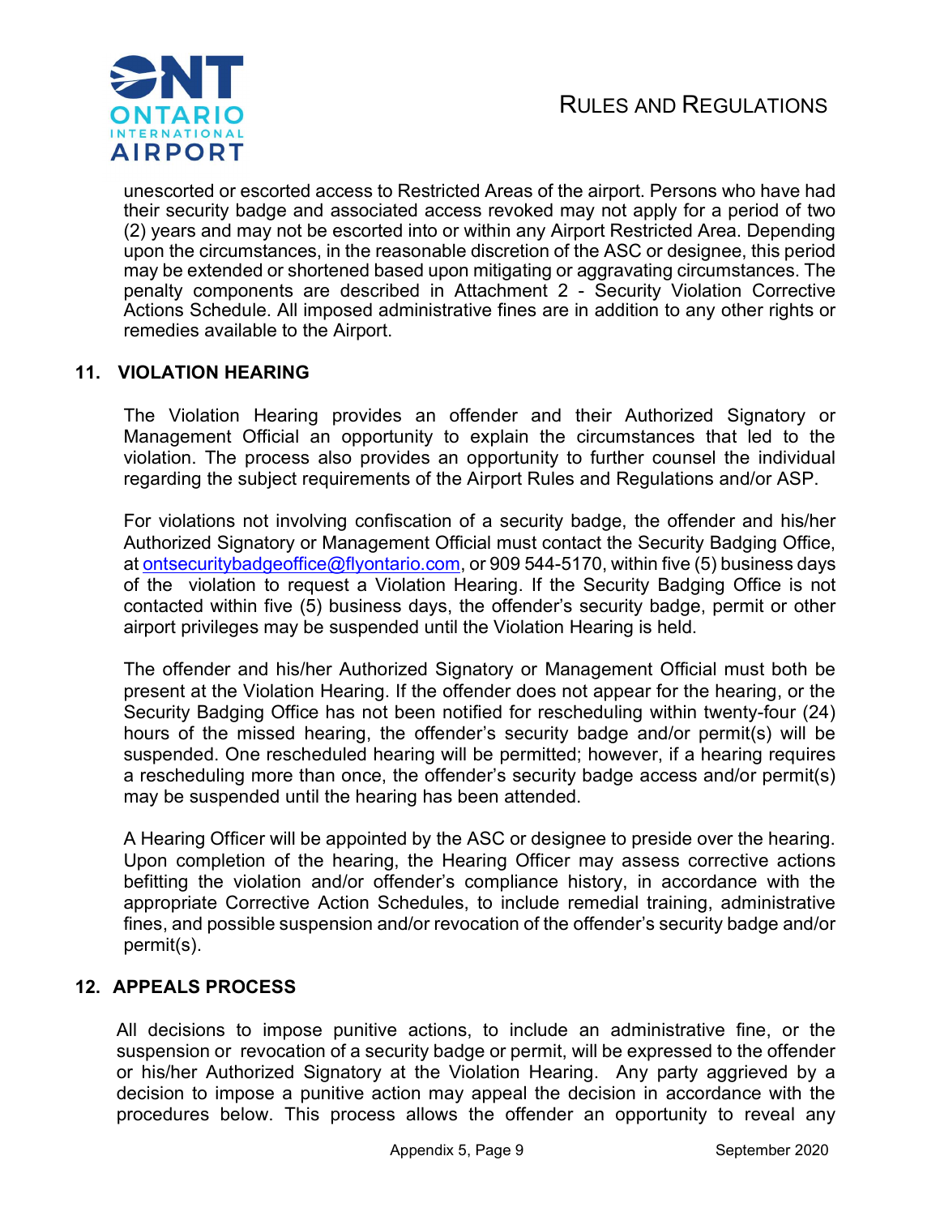unescorted or escorted access to Restricted Areas of the airport. Persons who have had their security badge and associated access revoked may not apply for a period of two (2) years and may not be escorted into or within any Airport Restricted Area. Depending upon the circumstances, in the reasonable discretion of the ASC or designee, this period may be extended or shortened based upon mitigating or aggravating circumstances. The penalty components are described in Attachment 2 - Security Violation Corrective Actions Schedule. All imposed administrative fines are in addition to any other rights or remedies available to the Airport.

## 11. VIOLATION HEARING

The Violation Hearing provides an offender and their Authorized Signatory or Management Official an opportunity to explain the circumstances that led to the violation. The process also provides an opportunity to further counsel the individual regarding the subject requirements of the Airport Rules and Regulations and/or ASP.

For violations not involving confiscation of a security badge, the offender and his/her Authorized Signatory or Management Official must contact the Security Badging Office, at ontsecuritybadgeoffice@flyontario.com, or 909 544-5170, within five (5) business days of the violation to request a Violation Hearing. If the Security Badging Office is not contacted within five (5) business days, the offender's security badge, permit or other airport privileges may be suspended until the Violation Hearing is held.

The offender and his/her Authorized Signatory or Management Official must both be present at the Violation Hearing. If the offender does not appear for the hearing, or the Security Badging Office has not been notified for rescheduling within twenty-four (24) hours of the missed hearing, the offender's security badge and/or permit(s) will be suspended. One rescheduled hearing will be permitted; however, if a hearing requires a rescheduling more than once, the offender's security badge access and/or permit(s) may be suspended until the hearing has been attended.

A Hearing Officer will be appointed by the ASC or designee to preside over the hearing. Upon completion of the hearing, the Hearing Officer may assess corrective actions befitting the violation and/or offender's compliance history, in accordance with the appropriate Corrective Action Schedules, to include remedial training, administrative fines, and possible suspension and/or revocation of the offender's security badge and/or permit(s).

## 12. APPEALS PROCESS

All decisions to impose punitive actions, to include an administrative fine, or the suspension or revocation of a security badge or permit, will be expressed to the offender or his/her Authorized Signatory at the Violation Hearing. Any party aggrieved by a decision to impose a punitive action may appeal the decision in accordance with the procedures below. This process allows the offender an opportunity to reveal any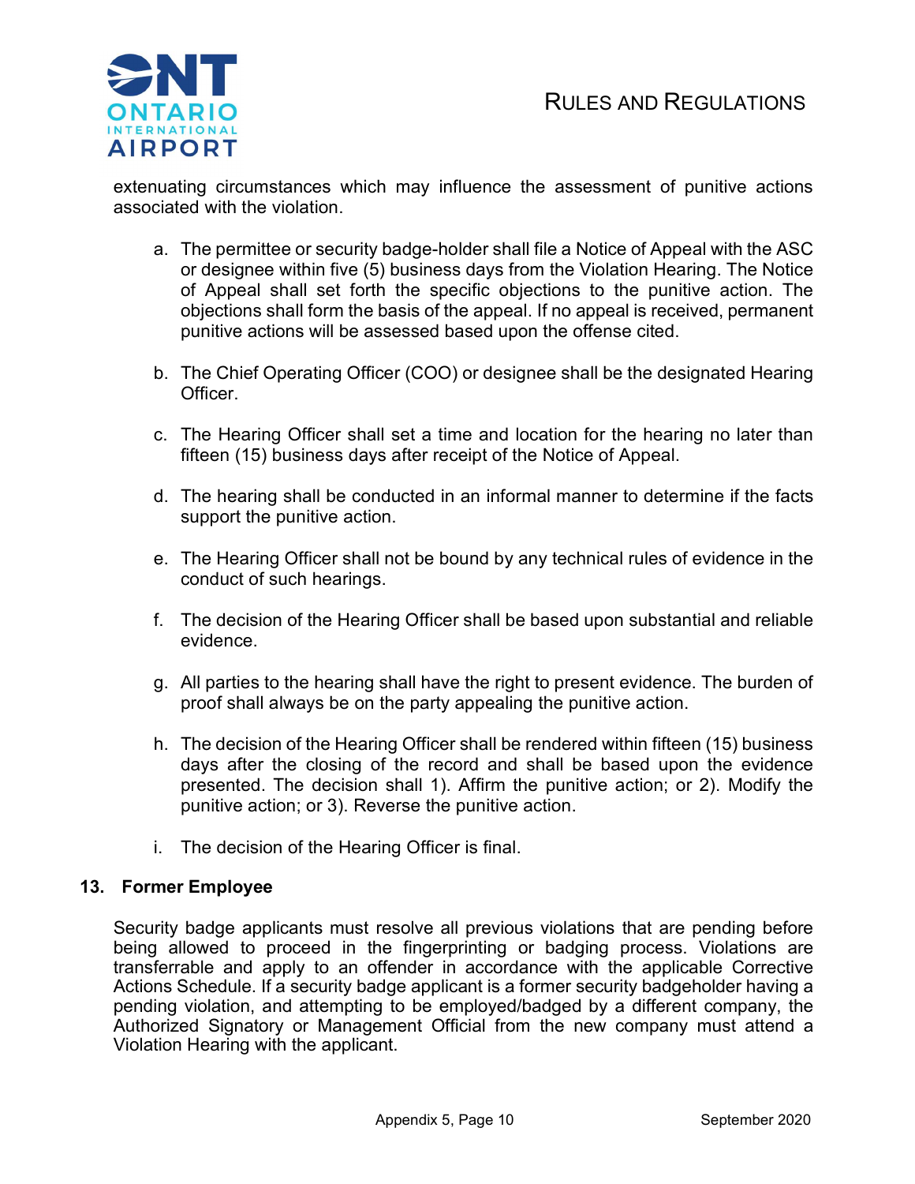extenuating circumstances which may influence the assessment of punitive actions associated with the violation.

a. The permittee or security badge-holder shall file a Notice of Appeal with the ASC or designee within five (5) business days from the Violation Hearing. The Notice of Appeal shall set forth the specific objections to the punitive action. The objections shall form the basis of the appeal. If no appeal is received, permanent punitive actions will be assessed based upon the offense cited.

b. The Chief Operating Officer (COO) or designee shall be the designated Hearing Officer.

c. The Hearing Officer shall set a time and location for the hearing no later than fifteen (15) business days after receipt of the Notice of Appeal.

d. The hearing shall be conducted in an informal manner to determine if the facts support the punitive action.

e. The Hearing Officer shall not be bound by any technical rules of evidence in the conduct of such hearings.

f. The decision of the Hearing Officer shall be based upon substantial and reliable evidence.

g. All parties to the hearing shall have the right to present evidence. The burden of proof shall always be on the party appealing the punitive action.

h. The decision of the Hearing Officer shall be rendered within fifteen (15) business days after the closing of the record and shall be based upon the evidence presented. The decision shall 1). Affirm the punitive action; or 2). Modify the punitive action; or 3). Reverse the punitive action.

i. The decision of the Hearing Officer is final.

## 13. Former Employee

Security badge applicants must resolve all previous violations that are pending before being allowed to proceed in the fingerprinting or badging process. Violations are transferrable and apply to an offender in accordance with the applicable Corrective Actions Schedule. If a security badge applicant is a former security badgeholder having a pending violation, and attempting to be employed/badged by a different company, the Authorized Signatory or Management Official from the new company must attend a Violation Hearing with the applicant.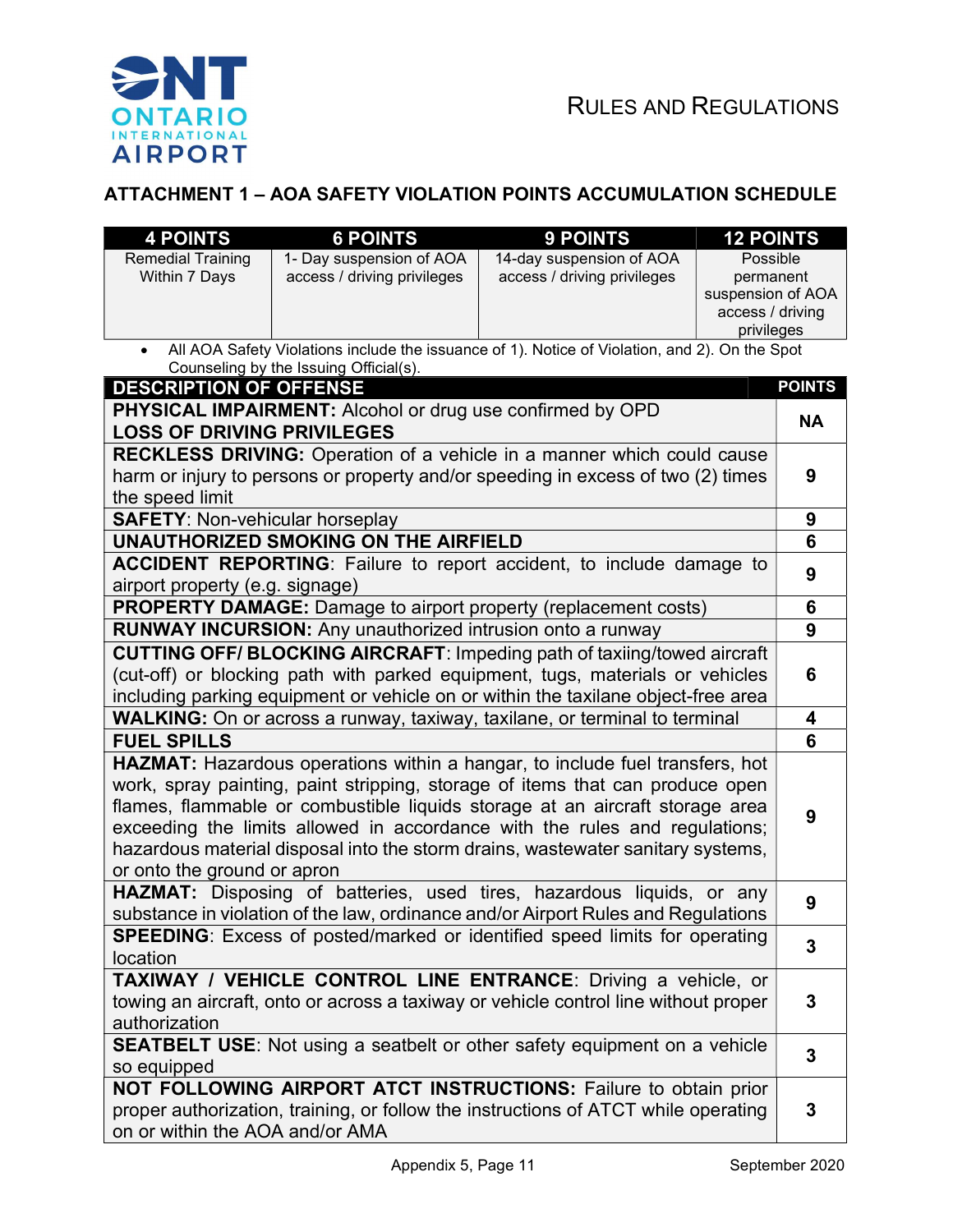## ATTACHMENT 1 – AOA SAFETY VIOLATION POINTS ACCUMULATION SCHEDULE

| 4 POINTS | 6 POINTS | 9 POINTS | 12 POINTS |
|---|---|---|---|
| Remedial Training Within 7 Days | 1- Day suspension of AOA access / driving privileges | 14-day suspension of AOA access / driving privileges | Possible permanent suspension of AOA access / driving privileges |

- All AOA Safety Violations include the issuance of 1). Notice of Violation, and 2). On the Spot Counseling by the Issuing Official(s).

| DESCRIPTION OF OFFENSE | POINTS |
|---|---|
| **PHYSICAL IMPAIRMENT:** Alcohol or drug use confirmed by OPD **LOSS OF DRIVING PRIVILEGES** | NA |
| **RECKLESS DRIVING:** Operation of a vehicle in a manner which could cause harm or injury to persons or property and/or speeding in excess of two (2) times the speed limit | 9 |
| **SAFETY**: Non-vehicular horseplay | 9 |
| **UNAUTHORIZED SMOKING ON THE AIRFIELD** | 6 |
| **ACCIDENT REPORTING**: Failure to report accident, to include damage to airport property (e.g. signage) | 9 |
| **PROPERTY DAMAGE:** Damage to airport property (replacement costs) | 6 |
| **RUNWAY INCURSION:** Any unauthorized intrusion onto a runway | 9 |
| **CUTTING OFF/ BLOCKING AIRCRAFT**: Impeding path of taxiing/towed aircraft (cut-off) or blocking path with parked equipment, tugs, materials or vehicles including parking equipment or vehicle on or within the taxilane object-free area | 6 |
| **WALKING:** On or across a runway, taxiway, taxilane, or terminal to terminal | 4 |
| **FUEL SPILLS** | 6 |
| **HAZMAT:** Hazardous operations within a hangar, to include fuel transfers, hot work, spray painting, paint stripping, storage of items that can produce open flames, flammable or combustible liquids storage at an aircraft storage area exceeding the limits allowed in accordance with the rules and regulations; hazardous material disposal into the storm drains, wastewater sanitary systems, or onto the ground or apron | 9 |
| **HAZMAT:** Disposing of batteries, used tires, hazardous liquids, or any substance in violation of the law, ordinance and/or Airport Rules and Regulations | 9 |
| **SPEEDING**: Excess of posted/marked or identified speed limits for operating location | 3 |
| **TAXIWAY / VEHICLE CONTROL LINE ENTRANCE**: Driving a vehicle, or towing an aircraft, onto or across a taxiway or vehicle control line without proper authorization | 3 |
| **SEATBELT USE**: Not using a seatbelt or other safety equipment on a vehicle so equipped | 3 |
| **NOT FOLLOWING AIRPORT ATCT INSTRUCTIONS:** Failure to obtain prior proper authorization, training, or follow the instructions of ATCT while operating on or within the AOA and/or AMA | 3 |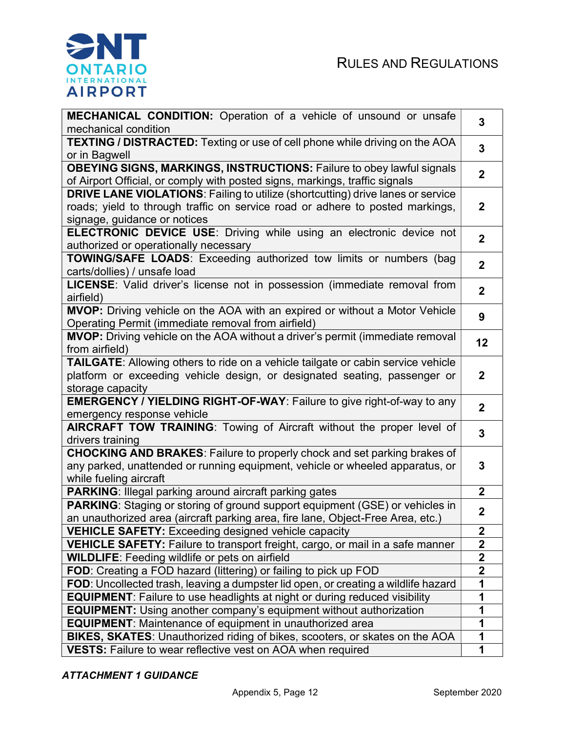| | |
|---|---|
| **MECHANICAL CONDITION:** Operation of a vehicle of unsound or unsafe mechanical condition | **3** |
| **TEXTING / DISTRACTED:** Texting or use of cell phone while driving on the AOA or in Bagwell | **3** |
| **OBEYING SIGNS, MARKINGS, INSTRUCTIONS:** Failure to obey lawful signals of Airport Official, or comply with posted signs, markings, traffic signals | **2** |
| **DRIVE LANE VIOLATIONS**: Failing to utilize (shortcutting) drive lanes or service roads; yield to through traffic on service road or adhere to posted markings, signage, guidance or notices | **2** |
| **ELECTRONIC DEVICE USE**: Driving while using an electronic device not authorized or operationally necessary | **2** |
| **TOWING/SAFE LOADS**: Exceeding authorized tow limits or numbers (bag carts/dollies) / unsafe load | **2** |
| **LICENSE**: Valid driver's license not in possession (immediate removal from airfield) | **2** |
| **MVOP:** Driving vehicle on the AOA with an expired or without a Motor Vehicle Operating Permit (immediate removal from airfield) | **9** |
| **MVOP:** Driving vehicle on the AOA without a driver's permit (immediate removal from airfield) | **12** |
| **TAILGATE**: Allowing others to ride on a vehicle tailgate or cabin service vehicle platform or exceeding vehicle design, or designated seating, passenger or storage capacity | **2** |
| **EMERGENCY / YIELDING RIGHT-OF-WAY**: Failure to give right-of-way to any emergency response vehicle | **2** |
| **AIRCRAFT TOW TRAINING**: Towing of Aircraft without the proper level of drivers training | **3** |
| **CHOCKING AND BRAKES**: Failure to properly chock and set parking brakes of any parked, unattended or running equipment, vehicle or wheeled apparatus, or while fueling aircraft | **3** |
| **PARKING**: Illegal parking around aircraft parking gates | **2** |
| **PARKING**: Staging or storing of ground support equipment (GSE) or vehicles in an unauthorized area (aircraft parking area, fire lane, Object-Free Area, etc.) | **2** |
| **VEHICLE SAFETY:** Exceeding designed vehicle capacity | **2** |
| **VEHICLE SAFETY:** Failure to transport freight, cargo, or mail in a safe manner | **2** |
| **WILDLIFE**: Feeding wildlife or pets on airfield | **2** |
| **FOD**: Creating a FOD hazard (littering) or failing to pick up FOD | **2** |
| **FOD**: Uncollected trash, leaving a dumpster lid open, or creating a wildlife hazard | **1** |
| **EQUIPMENT**: Failure to use headlights at night or during reduced visibility | **1** |
| **EQUIPMENT:** Using another company's equipment without authorization | **1** |
| **EQUIPMENT**: Maintenance of equipment in unauthorized area | **1** |
| **BIKES, SKATES**: Unauthorized riding of bikes, scooters, or skates on the AOA | **1** |
| **VESTS:** Failure to wear reflective vest on AOA when required | **1** |

***ATTACHMENT 1 GUIDANCE***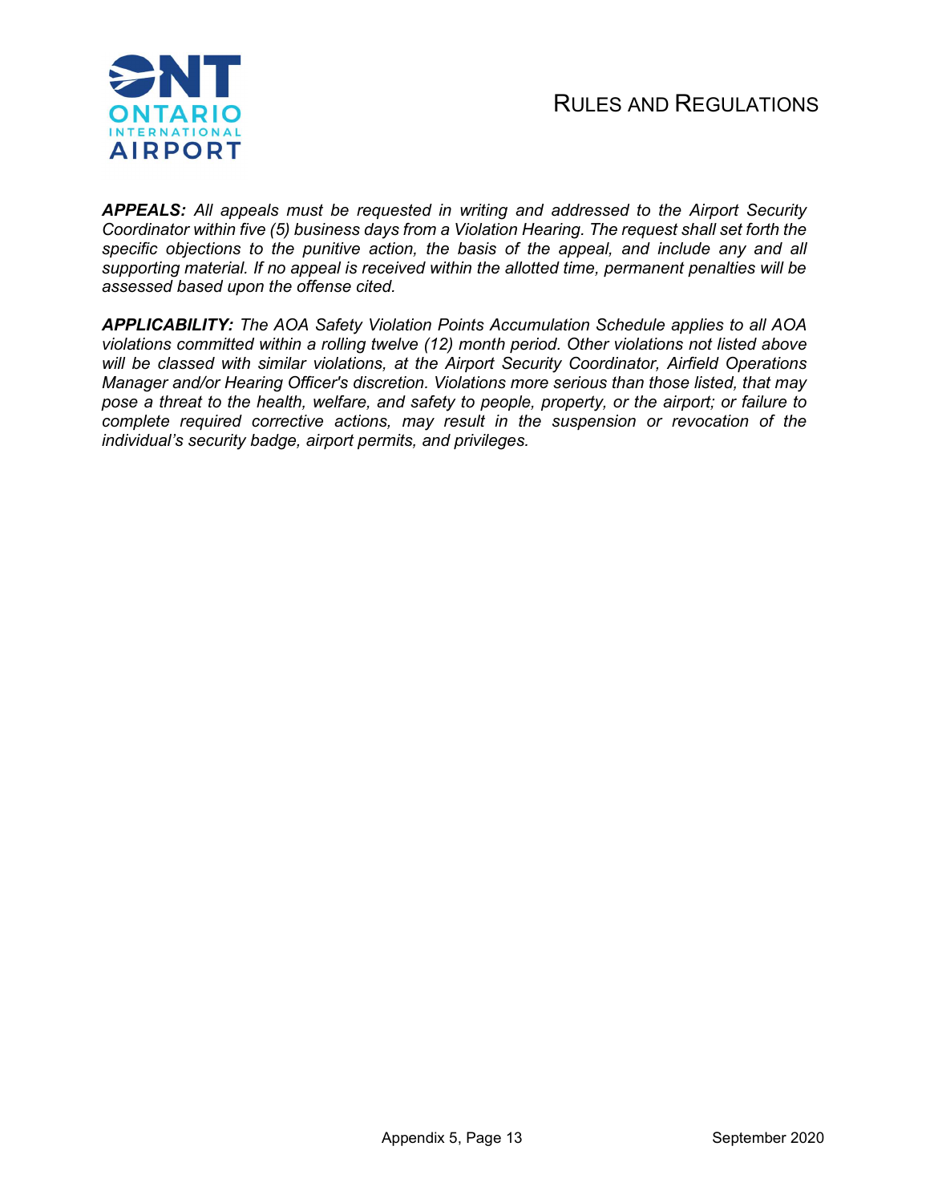***APPEALS:*** *All appeals must be requested in writing and addressed to the Airport Security Coordinator within five (5) business days from a Violation Hearing. The request shall set forth the specific objections to the punitive action, the basis of the appeal, and include any and all supporting material. If no appeal is received within the allotted time, permanent penalties will be assessed based upon the offense cited.*

***APPLICABILITY:*** *The AOA Safety Violation Points Accumulation Schedule applies to all AOA violations committed within a rolling twelve (12) month period. Other violations not listed above will be classed with similar violations, at the Airport Security Coordinator, Airfield Operations Manager and/or Hearing Officer's discretion. Violations more serious than those listed, that may pose a threat to the health, welfare, and safety to people, property, or the airport; or failure to complete required corrective actions, may result in the suspension or revocation of the individual's security badge, airport permits, and privileges.*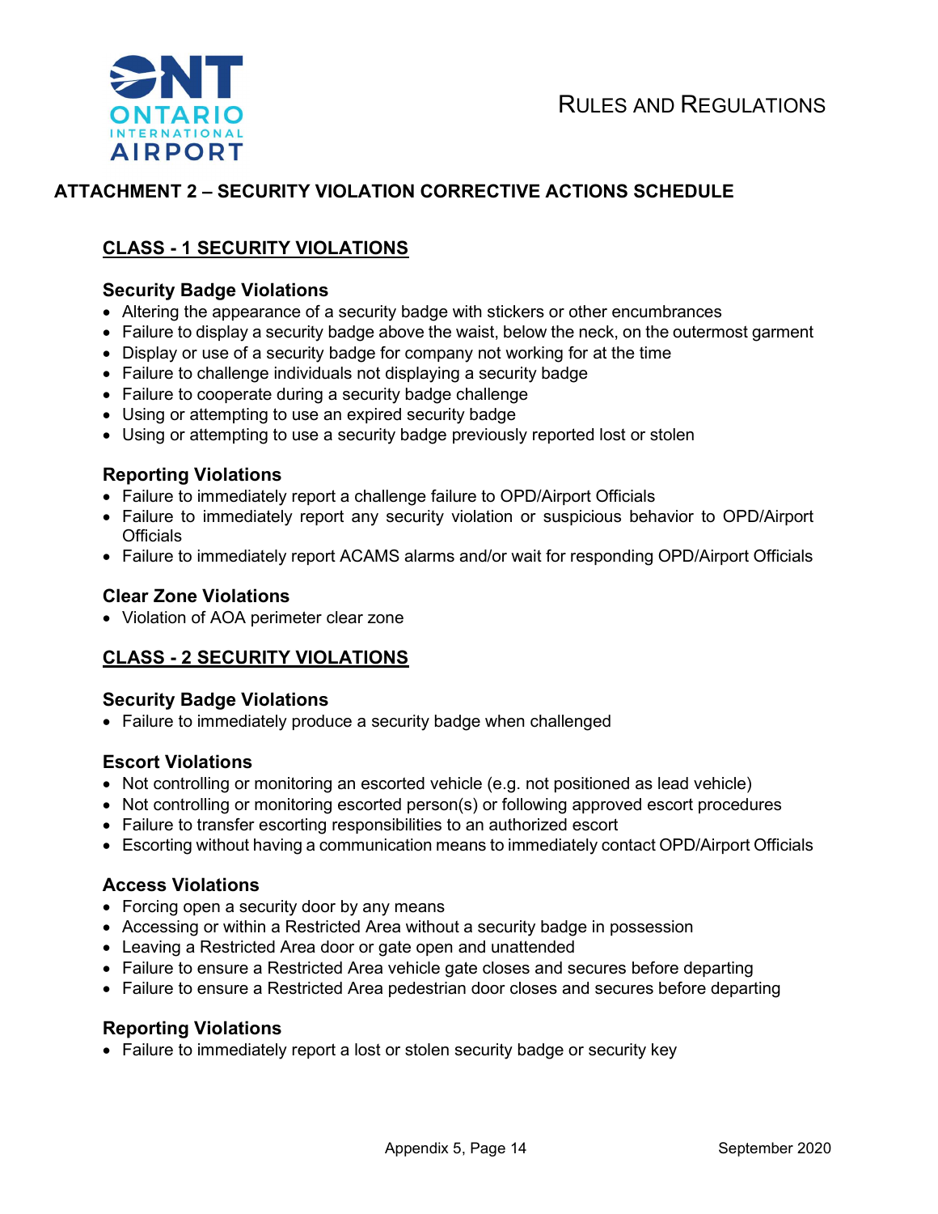## ATTACHMENT 2 – SECURITY VIOLATION CORRECTIVE ACTIONS SCHEDULE

### CLASS - 1 SECURITY VIOLATIONS

#### Security Badge Violations

- Altering the appearance of a security badge with stickers or other encumbrances
- Failure to display a security badge above the waist, below the neck, on the outermost garment
- Display or use of a security badge for company not working for at the time
- Failure to challenge individuals not displaying a security badge
- Failure to cooperate during a security badge challenge
- Using or attempting to use an expired security badge
- Using or attempting to use a security badge previously reported lost or stolen

#### Reporting Violations

- Failure to immediately report a challenge failure to OPD/Airport Officials
- Failure to immediately report any security violation or suspicious behavior to OPD/Airport Officials
- Failure to immediately report ACAMS alarms and/or wait for responding OPD/Airport Officials

#### Clear Zone Violations

- Violation of AOA perimeter clear zone

### CLASS - 2 SECURITY VIOLATIONS

#### Security Badge Violations

- Failure to immediately produce a security badge when challenged

#### Escort Violations

- Not controlling or monitoring an escorted vehicle (e.g. not positioned as lead vehicle)
- Not controlling or monitoring escorted person(s) or following approved escort procedures
- Failure to transfer escorting responsibilities to an authorized escort
- Escorting without having a communication means to immediately contact OPD/Airport Officials

#### Access Violations

- Forcing open a security door by any means
- Accessing or within a Restricted Area without a security badge in possession
- Leaving a Restricted Area door or gate open and unattended
- Failure to ensure a Restricted Area vehicle gate closes and secures before departing
- Failure to ensure a Restricted Area pedestrian door closes and secures before departing

#### Reporting Violations

- Failure to immediately report a lost or stolen security badge or security key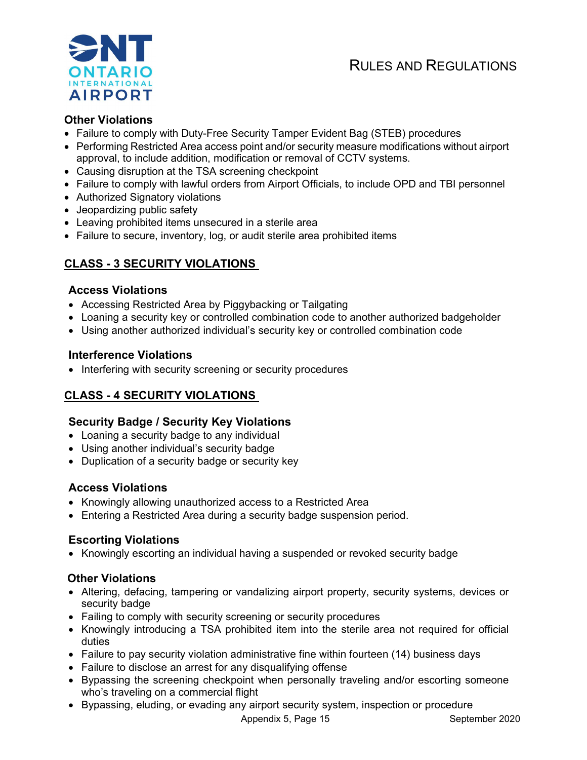### Other Violations

- Failure to comply with Duty-Free Security Tamper Evident Bag (STEB) procedures
- Performing Restricted Area access point and/or security measure modifications without airport approval, to include addition, modification or removal of CCTV systems.
- Causing disruption at the TSA screening checkpoint
- Failure to comply with lawful orders from Airport Officials, to include OPD and TBI personnel
- Authorized Signatory violations
- Jeopardizing public safety
- Leaving prohibited items unsecured in a sterile area
- Failure to secure, inventory, log, or audit sterile area prohibited items

## CLASS - 3 SECURITY VIOLATIONS

### Access Violations

- Accessing Restricted Area by Piggybacking or Tailgating
- Loaning a security key or controlled combination code to another authorized badgeholder
- Using another authorized individual's security key or controlled combination code

### Interference Violations

- Interfering with security screening or security procedures

## CLASS - 4 SECURITY VIOLATIONS

### Security Badge / Security Key Violations

- Loaning a security badge to any individual
- Using another individual's security badge
- Duplication of a security badge or security key

### Access Violations

- Knowingly allowing unauthorized access to a Restricted Area
- Entering a Restricted Area during a security badge suspension period.

### Escorting Violations

- Knowingly escorting an individual having a suspended or revoked security badge

### Other Violations

- Altering, defacing, tampering or vandalizing airport property, security systems, devices or security badge
- Failing to comply with security screening or security procedures
- Knowingly introducing a TSA prohibited item into the sterile area not required for official duties
- Failure to pay security violation administrative fine within fourteen (14) business days
- Failure to disclose an arrest for any disqualifying offense
- Bypassing the screening checkpoint when personally traveling and/or escorting someone who's traveling on a commercial flight
- Bypassing, eluding, or evading any airport security system, inspection or procedure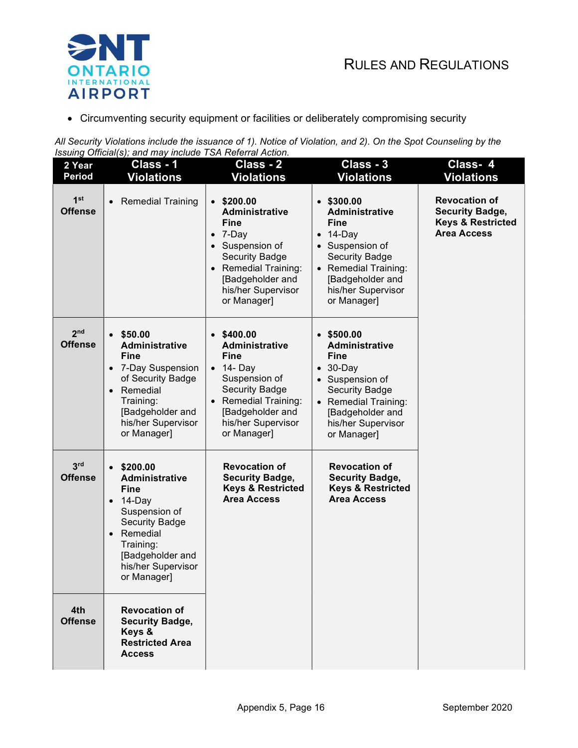- Circumventing security equipment or facilities or deliberately compromising security

*All Security Violations include the issuance of 1). Notice of Violation, and 2). On the Spot Counseling by the Issuing Official(s); and may include TSA Referral Action.*

| 2 Year Period | Class - 1 Violations | Class - 2 Violations | Class - 3 Violations | Class- 4 Violations |
|---|---|---|---|---|
| 1st Offense | • Remedial Training | • **$200.00 Administrative Fine**<br>• 7-Day<br>• Suspension of Security Badge<br>• Remedial Training: [Badgeholder and his/her Supervisor or Manager] | • **$300.00 Administrative Fine**<br>• 14-Day<br>• Suspension of Security Badge<br>• Remedial Training: [Badgeholder and his/her Supervisor or Manager] | **Revocation of Security Badge, Keys & Restricted Area Access** |
| 2nd Offense | • **$50.00 Administrative Fine**<br>• 7-Day Suspension of Security Badge<br>• Remedial Training: [Badgeholder and his/her Supervisor or Manager] | • **$400.00 Administrative Fine**<br>• 14- Day Suspension of Security Badge<br>• Remedial Training: [Badgeholder and his/her Supervisor or Manager] | • **$500.00 Administrative Fine**<br>• 30-Day<br>• Suspension of Security Badge<br>• Remedial Training: [Badgeholder and his/her Supervisor or Manager] | |
| 3rd Offense | • **$200.00 Administrative Fine**<br>• 14-Day Suspension of Security Badge<br>• Remedial Training: [Badgeholder and his/her Supervisor or Manager] | **Revocation of Security Badge, Keys & Restricted Area Access** | **Revocation of Security Badge, Keys & Restricted Area Access** | |
| 4th Offense | **Revocation of Security Badge, Keys & Restricted Area Access** | | | |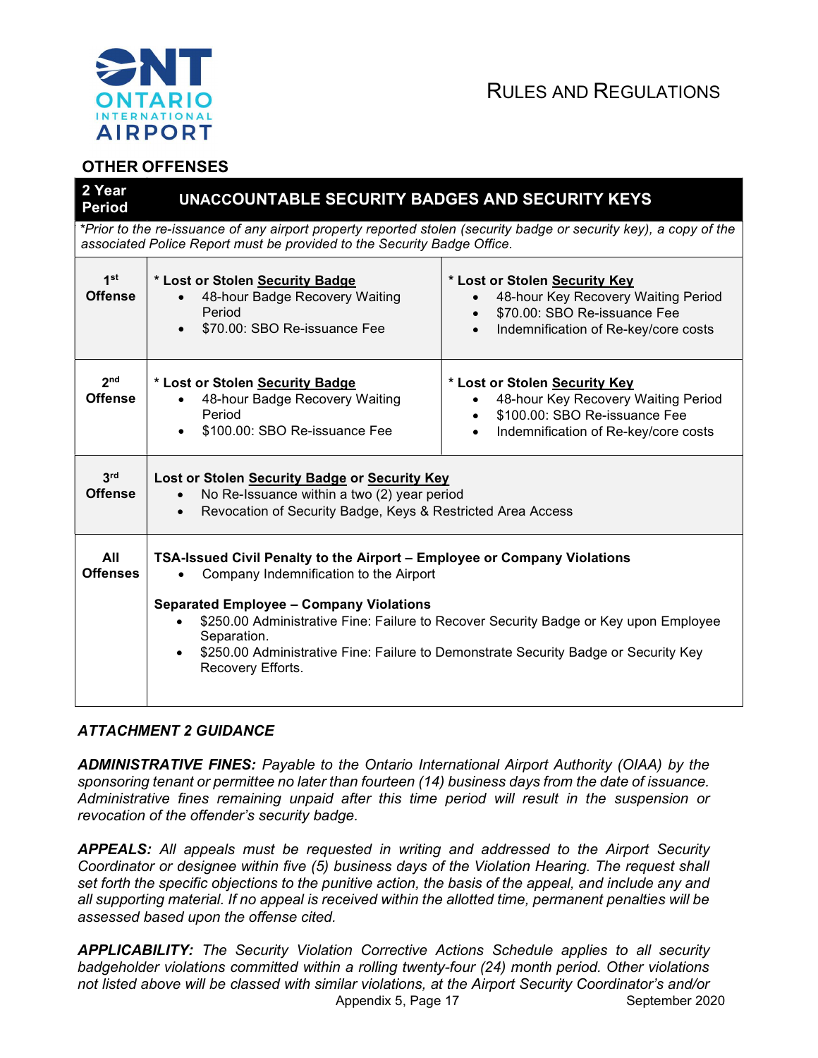## OTHER OFFENSES

| 2 Year Period | UNACCOUNTABLE SECURITY BADGES AND SECURITY KEYS | |
|---|---|---|
| *\*Prior to the re-issuance of any airport property reported stolen (security badge or security key), a copy of the associated Police Report must be provided to the Security Badge Office.* | | |
| **1st Offense** | **\* Lost or Stolen Security Badge**<br>• 48-hour Badge Recovery Waiting Period<br>• $70.00: SBO Re-issuance Fee | **\* Lost or Stolen Security Key**<br>• 48-hour Key Recovery Waiting Period<br>• $70.00: SBO Re-issuance Fee<br>• Indemnification of Re-key/core costs |
| **2nd Offense** | **\* Lost or Stolen Security Badge**<br>• 48-hour Badge Recovery Waiting Period<br>• $100.00: SBO Re-issuance Fee | **\* Lost or Stolen Security Key**<br>• 48-hour Key Recovery Waiting Period<br>• $100.00: SBO Re-issuance Fee<br>• Indemnification of Re-key/core costs |
| **3rd Offense** | **Lost or Stolen Security Badge or Security Key**<br>• No Re-Issuance within a two (2) year period<br>• Revocation of Security Badge, Keys & Restricted Area Access | |
| **All Offenses** | **TSA-Issued Civil Penalty to the Airport – Employee or Company Violations**<br>• Company Indemnification to the Airport<br><br>**Separated Employee – Company Violations**<br>• $250.00 Administrative Fine: Failure to Recover Security Badge or Key upon Employee Separation.<br>• $250.00 Administrative Fine: Failure to Demonstrate Security Badge or Security Key Recovery Efforts. | |

### *ATTACHMENT 2 GUIDANCE*

***ADMINISTRATIVE FINES:*** *Payable to the Ontario International Airport Authority (OIAA) by the sponsoring tenant or permittee no later than fourteen (14) business days from the date of issuance. Administrative fines remaining unpaid after this time period will result in the suspension or revocation of the offender's security badge.*

***APPEALS:*** *All appeals must be requested in writing and addressed to the Airport Security Coordinator or designee within five (5) business days of the Violation Hearing. The request shall set forth the specific objections to the punitive action, the basis of the appeal, and include any and all supporting material. If no appeal is received within the allotted time, permanent penalties will be assessed based upon the offense cited.*

***APPLICABILITY:*** *The Security Violation Corrective Actions Schedule applies to all security badgeholder violations committed within a rolling twenty-four (24) month period. Other violations not listed above will be classed with similar violations, at the Airport Security Coordinator's and/or*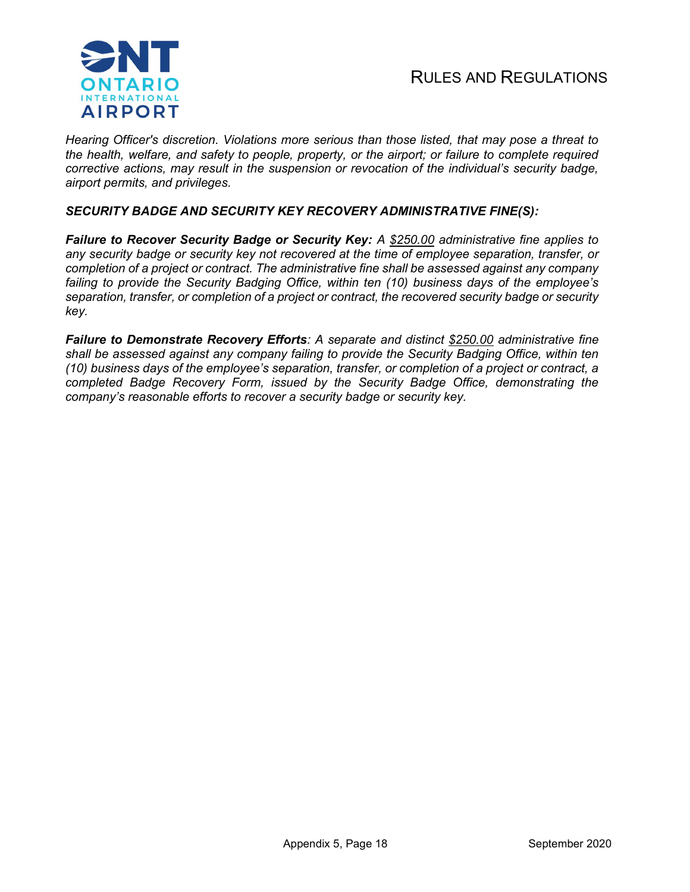*Hearing Officer's discretion. Violations more serious than those listed, that may pose a threat to the health, welfare, and safety to people, property, or the airport; or failure to complete required corrective actions, may result in the suspension or revocation of the individual's security badge, airport permits, and privileges.*

***SECURITY BADGE AND SECURITY KEY RECOVERY ADMINISTRATIVE FINE(S):***

***Failure to Recover Security Badge or Security Key:*** *A <u>$250.00</u> administrative fine applies to any security badge or security key not recovered at the time of employee separation, transfer, or completion of a project or contract. The administrative fine shall be assessed against any company failing to provide the Security Badging Office, within ten (10) business days of the employee's separation, transfer, or completion of a project or contract, the recovered security badge or security key.*

***Failure to Demonstrate Recovery Efforts****: A separate and distinct <u>$250.00</u> administrative fine shall be assessed against any company failing to provide the Security Badging Office, within ten (10) business days of the employee's separation, transfer, or completion of a project or contract, a completed Badge Recovery Form, issued by the Security Badge Office, demonstrating the company's reasonable efforts to recover a security badge or security key.*